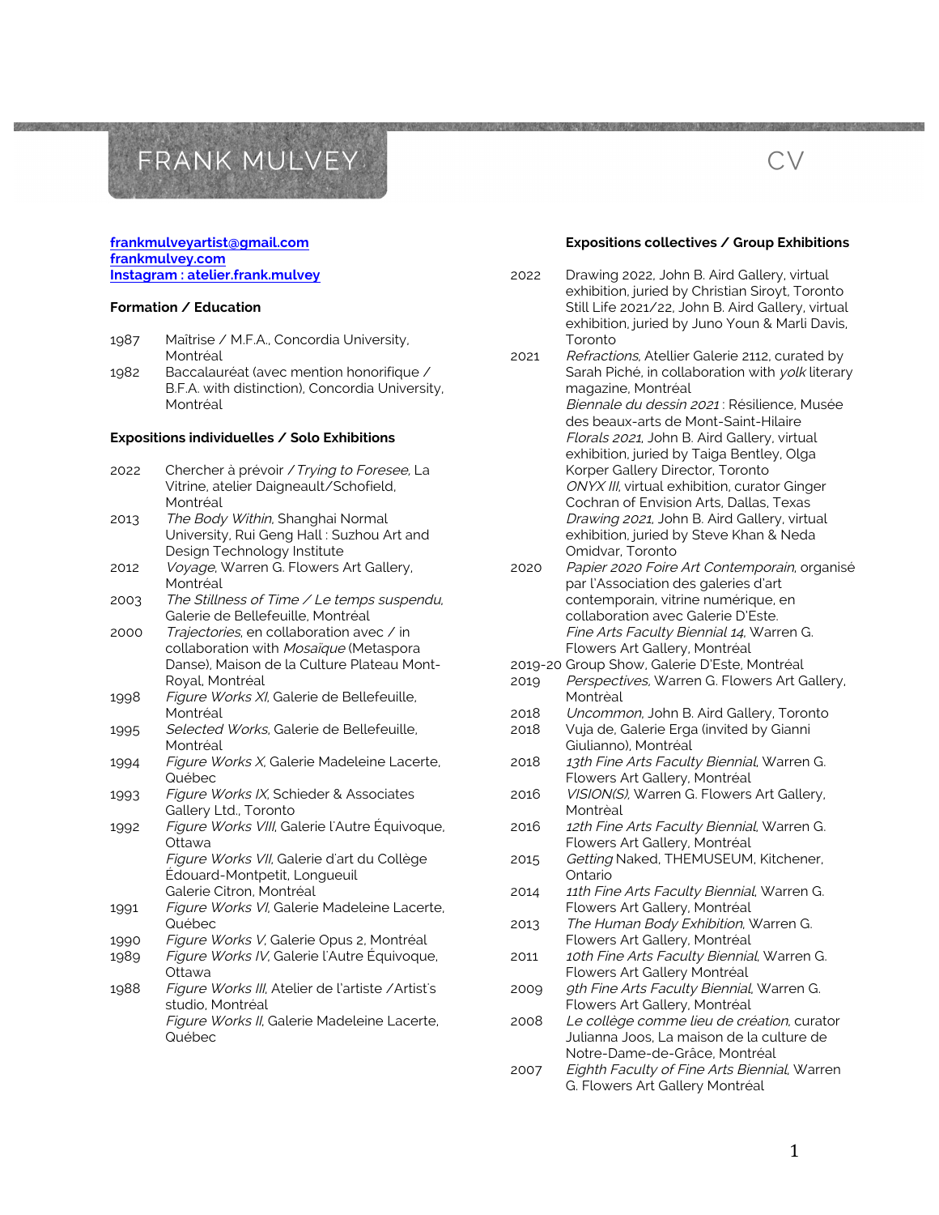# FRANK MULVEY

CV

[frankmulveyartist@gmail.com](mailto:frankmulveyartist@gmail.com)
[frankmulvey.com](http://frankmulvey.com)
[Instagram : atelier.frank.mulvey](https://instagram.com/atelier.frank.mulvey)

## Formation / Education

1987 Maîtrise / M.F.A., Concordia University, Montréal
1982 Baccalauréat (avec mention honorifique / B.F.A. with distinction), Concordia University, Montréal

## Expositions individuelles / Solo Exhibitions

2022 Chercher à prévoir / *Trying to Foresee*, La Vitrine, atelier Daigneault/Schofield, Montréal
2013 *The Body Within*, Shanghai Normal University, Rui Geng Hall : Suzhou Art and Design Technology Institute
2012 *Voyage*, Warren G. Flowers Art Gallery, Montréal
2003 *The Stillness of Time / Le temps suspendu*, Galerie de Bellefeuille, Montréal
2000 *Trajectories*, en collaboration avec / in collaboration with *Mosaïque* (Metaspora Danse), Maison de la Culture Plateau Mont-Royal, Montréal
1998 *Figure Works XI*, Galerie de Bellefeuille, Montréal
1995 *Selected Works*, Galerie de Bellefeuille, Montréal
1994 *Figure Works X*, Galerie Madeleine Lacerte, Québec
1993 *Figure Works IX*, Schieder & Associates Gallery Ltd., Toronto
1992 *Figure Works VIII*, Galerie l'Autre Équivoque, Ottawa
*Figure Works VII*, Galerie d'art du Collège Édouard-Montpetit, Longueuil
Galerie Citron, Montréal
1991 *Figure Works VI*, Galerie Madeleine Lacerte, Québec
1990 *Figure Works V*, Galerie Opus 2, Montréal
1989 *Figure Works IV*, Galerie l'Autre Équivoque, Ottawa
1988 *Figure Works III*, Atelier de l'artiste / Artist's studio, Montréal
*Figure Works II*, Galerie Madeleine Lacerte, Québec

## Expositions collectives / Group Exhibitions

2022 Drawing 2022, John B. Aird Gallery, virtual exhibition, juried by Christian Siroyt, Toronto
Still Life 2021/22, John B. Aird Gallery, virtual exhibition, juried by Juno Youn & Marli Davis, Toronto
2021 *Refractions*, Atelier Galerie 2112, curated by Sarah Piché, in collaboration with *yolk* literary magazine, Montréal
*Biennale du dessin 2021* : Résilience, Musée des beaux-arts de Mont-Saint-Hilaire
*Florals 2021*, John B. Aird Gallery, virtual exhibition, juried by Taiga Bentley, Olga Korper Gallery Director, Toronto
*ONYX III*, virtual exhibition, curator Ginger Cochran of Envision Arts, Dallas, Texas
*Drawing 2021*, John B. Aird Gallery, virtual exhibition, juried by Steve Khan & Neda Omidvar, Toronto
2020 *Papier 2020 Foire Art Contemporain*, organisé par l'Association des galeries d'art contemporain, vitrine numérique, en collaboration avec Galerie D'Este.
*Fine Arts Faculty Biennial 14*, Warren G. Flowers Art Gallery, Montréal
2019-20 Group Show, Galerie D'Este, Montréal
2019 *Perspectives*, Warren G. Flowers Art Gallery, Montréal
2018 *Uncommon*, John B. Aird Gallery, Toronto
2018 Vuja de, Galerie Erga (invited by Gianni Giulianno), Montréal
2018 *13th Fine Arts Faculty Biennial*, Warren G. Flowers Art Gallery, Montréal
2016 *VISION(S)*, Warren G. Flowers Art Gallery, Montréal
2016 *12th Fine Arts Faculty Biennial*, Warren G. Flowers Art Gallery, Montréal
2015 *Getting* Naked, THEMUSEUM, Kitchener, Ontario
2014 *11th Fine Arts Faculty Biennial*, Warren G. Flowers Art Gallery, Montréal
2013 *The Human Body Exhibition*, Warren G. Flowers Art Gallery, Montréal
2011 *10th Fine Arts Faculty Biennial*, Warren G. Flowers Art Gallery Montréal
2009 *9th Fine Arts Faculty Biennial*, Warren G. Flowers Art Gallery, Montréal
2008 *Le collège comme lieu de création*, curator Julianna Joos, La maison de la culture de Notre-Dame-de-Grâce, Montréal
2007 *Eighth Faculty of Fine Arts Biennial*, Warren G. Flowers Art Gallery Montréal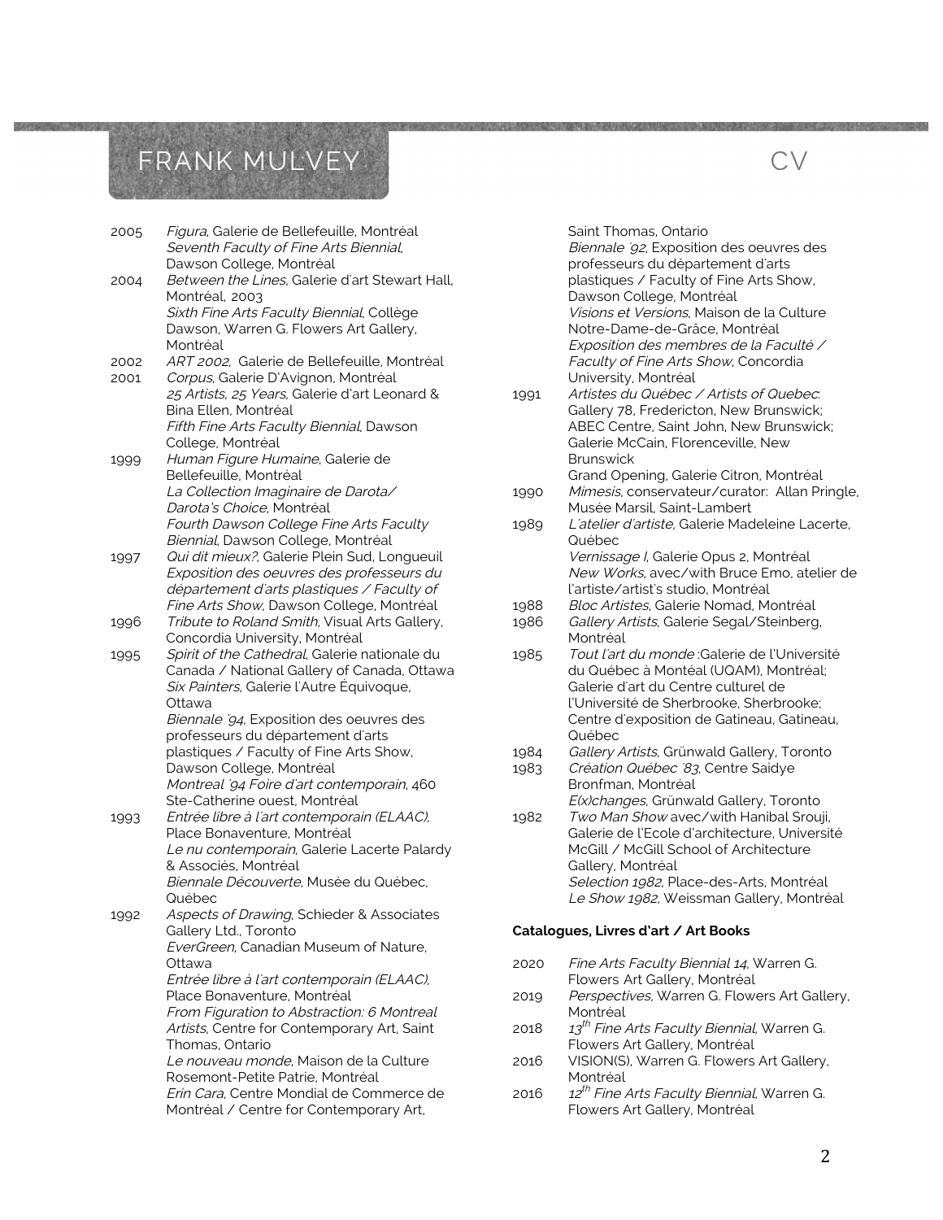| | |
|---|---|
| 2005 | *Figura*, Galerie de Bellefeuille, Montréal |
| | *Seventh Faculty of Fine Arts Biennial*, Dawson College, Montréal |
| 2004 | *Between the Lines*, Galerie d'art Stewart Hall, Montréal, 2003 |
| | *Sixth Fine Arts Faculty Biennial*, Collège Dawson, Warren G. Flowers Art Gallery, Montréal |
| 2002 | *ART 2002*, Galerie de Bellefeuille, Montréal |
| 2001 | *Corpus*, Galerie D'Avignon, Montréal |
| | *25 Artists, 25 Years*, Galerie d'art Leonard & Bina Ellen, Montréal |
| | *Fifth Fine Arts Faculty Biennial*, Dawson College, Montréal |
| 1999 | *Human Figure Humaine*, Galerie de Bellefeuille, Montréal |
| | *La Collection Imaginaire de Darota/ Darota's Choice*, Montréal |
| | *Fourth Dawson College Fine Arts Faculty Biennial*, Dawson College, Montréal |
| 1997 | *Qui dit mieux?*, Galerie Plein Sud, Longueuil |
| | *Exposition des oeuvres des professeurs du département d'arts plastiques / Faculty of Fine Arts Show*, Dawson College, Montréal |
| 1996 | *Tribute to Roland Smith*, Visual Arts Gallery, Concordia University, Montréal |
| 1995 | *Spirit of the Cathedral*, Galerie nationale du Canada / National Gallery of Canada, Ottawa |
| | *Six Painters*, Galerie l'Autre Équivoque, Ottawa |
| | *Biennale '94*, Exposition des oeuvres des professeurs du département d'arts plastiques / Faculty of Fine Arts Show, Dawson College, Montréal |
| | *Montreal '94 Foire d'art contemporain*, 460 Ste-Catherine ouest, Montréal |
| 1993 | *Entrée libre à l'art contemporain (ELAAC)*, Place Bonaventure, Montréal |
| | *Le nu contemporain*, Galerie Lacerte Palardy & Associés, Montréal |
| | *Biennale Découverte*, Musée du Québec, Québec |
| 1992 | *Aspects of Drawing*, Schieder & Associates Gallery Ltd., Toronto |
| | *EverGreen*, Canadian Museum of Nature, Ottawa |
| | *Entrée libre à l'art contemporain (ELAAC)*, Place Bonaventure, Montréal |
| | *From Figuration to Abstraction: 6 Montreal Artists*, Centre for Contemporary Art, Saint Thomas, Ontario |
| | *Le nouveau monde*, Maison de la Culture Rosemont-Petite Patrie, Montréal |
| | *Erin Cara*, Centre Mondial de Commerce de Montréal / Centre for Contemporary Art, Saint Thomas, Ontario |
| | *Biennale '92*, Exposition des oeuvres des professeurs du département d'arts plastiques / Faculty of Fine Arts Show, Dawson College, Montréal |
| | *Visions et Versions*, Maison de la Culture Notre-Dame-de-Grâce, Montréal |
| | *Exposition des membres de la Faculté / Faculty of Fine Arts Show*, Concordia University, Montréal |
| 1991 | *Artistes du Québec / Artists of Quebec*: Gallery 78, Fredericton, New Brunswick; ABEC Centre, Saint John, New Brunswick; Galerie McCain, Florenceville, New Brunswick |
| | Grand Opening, Galerie Citron, Montréal |
| 1990 | *Mimesis*, conservateur/curator: Allan Pringle, Musée Marsil, Saint-Lambert |
| 1989 | *L'atelier d'artiste*, Galerie Madeleine Lacerte, Québec |
| | *Vernissage I*, Galerie Opus 2, Montréal |
| | *New Works*, avec/with Bruce Emo, atelier de l'artiste/artist's studio, Montréal |
| 1988 | *Bloc Artistes*, Galerie Nomad, Montréal |
| 1986 | *Gallery Artists*, Galerie Segal/Steinberg, Montréal |
| 1985 | *Tout l'art du monde* :Galerie de l'Université du Québec à Montéal (UQAM), Montréal; Galerie d'art du Centre culturel de l'Université de Sherbrooke, Sherbrooke; Centre d'exposition de Gatineau, Gatineau, Québec |
| 1984 | *Gallery Artists*, Grünwald Gallery, Toronto |
| 1983 | *Création Québec '83*, Centre Saidye Bronfman, Montréal |
| | *E(x)changes*, Grünwald Gallery, Toronto |
| 1982 | *Two Man Show* avec/with Hanibal Srouji, Galerie de l'Ecole d'architecture, Université McGill / McGill School of Architecture Gallery, Montréal |
| | *Selection 1982*, Place-des-Arts, Montréal |
| | *Le Show 1982*, Weissman Gallery, Montréal |

**Catalogues, Livres d'art / Art Books**

| | |
|---|---|
| 2020 | *Fine Arts Faculty Biennial 14*, Warren G. Flowers Art Gallery, Montréal |
| 2019 | *Perspectives*, Warren G. Flowers Art Gallery, Montréal |
| 2018 | *13th Fine Arts Faculty Biennial*, Warren G. Flowers Art Gallery, Montréal |
| 2016 | VISION(S), Warren G. Flowers Art Gallery, Montréal |
| 2016 | *12th Fine Arts Faculty Biennial*, Warren G. Flowers Art Gallery, Montréal |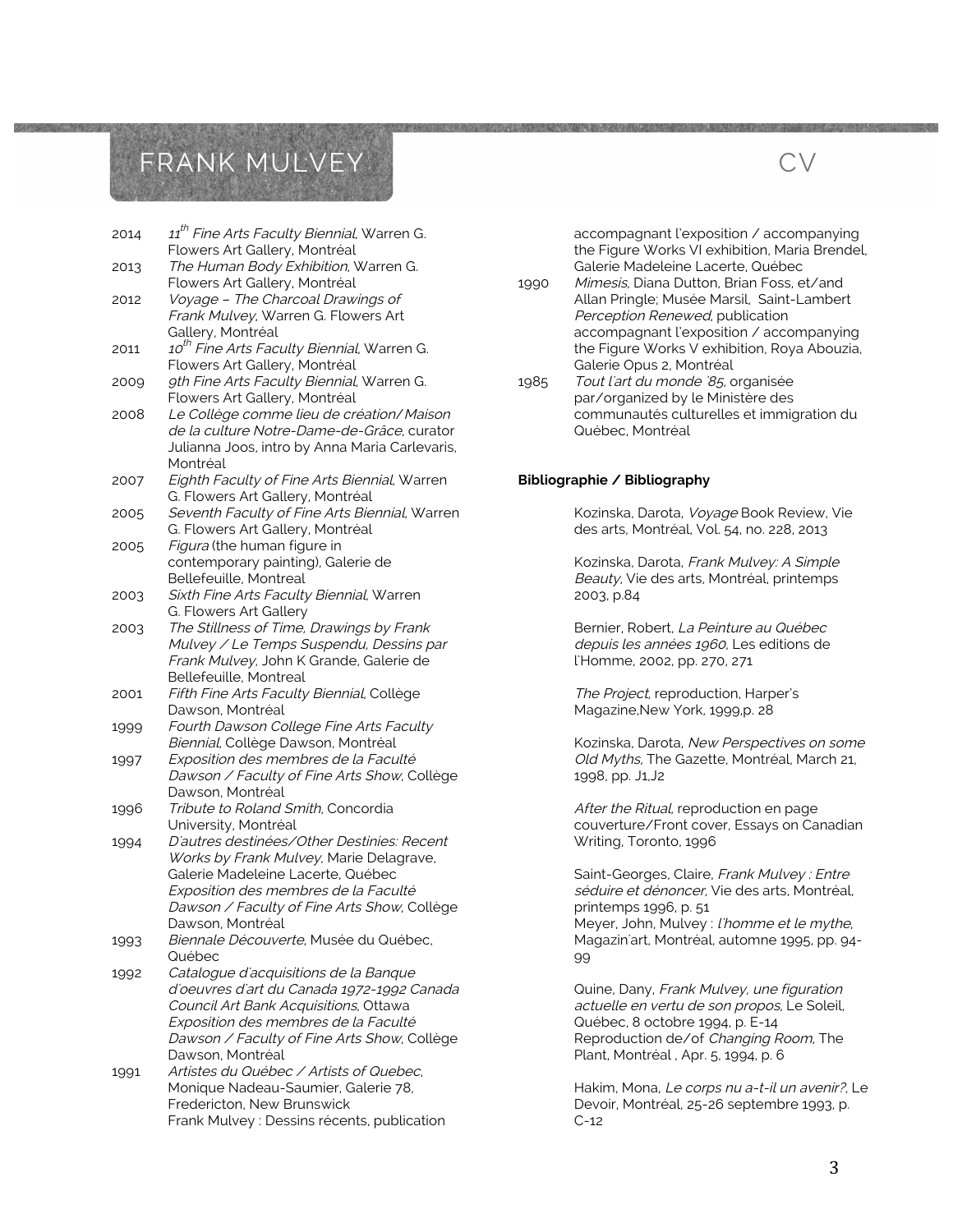2014 *11th Fine Arts Faculty Biennial*, Warren G. Flowers Art Gallery, Montréal

2013 *The Human Body Exhibition*, Warren G. Flowers Art Gallery, Montréal

2012 *Voyage – The Charcoal Drawings of Frank Mulvey*, Warren G. Flowers Art Gallery, Montréal

2011 *10th Fine Arts Faculty Biennial*, Warren G. Flowers Art Gallery, Montréal

2009 *9th Fine Arts Faculty Biennial*, Warren G. Flowers Art Gallery, Montréal

2008 *Le Collège comme lieu de création/ Maison de la culture Notre-Dame-de-Grâce*, curator Julianna Joos, intro by Anna Maria Carlevaris, Montréal

2007 *Eighth Faculty of Fine Arts Biennial*, Warren G. Flowers Art Gallery, Montréal

2005 *Seventh Faculty of Fine Arts Biennial*, Warren G. Flowers Art Gallery, Montréal

2005 *Figura* (the human figure in contemporary painting), Galerie de Bellefeuille, Montreal

2003 *Sixth Fine Arts Faculty Biennial*, Warren G. Flowers Art Gallery

2003 *The Stillness of Time, Drawings by Frank Mulvey / Le Temps Suspendu, Dessins par Frank Mulvey*, John K Grande, Galerie de Bellefeuille, Montreal

2001 *Fifth Fine Arts Faculty Biennial*, Collège Dawson, Montréal

1999 *Fourth Dawson College Fine Arts Faculty Biennial*, Collège Dawson, Montréal

1997 *Exposition des membres de la Faculté Dawson / Faculty of Fine Arts Show*, Collège Dawson, Montréal

1996 *Tribute to Roland Smith*, Concordia University, Montréal

1994 *D'autres destinées/Other Destinies: Recent Works by Frank Mulvey*, Marie Delagrave, Galerie Madeleine Lacerte, Québec
*Exposition des membres de la Faculté Dawson / Faculty of Fine Arts Show*, Collège Dawson, Montréal

1993 *Biennale Découverte*, Musée du Québec, Québec

1992 *Catalogue d'acquisitions de la Banque d'oeuvres d'art du Canada 1972-1992 Canada Council Art Bank Acquisitions*, Ottawa
*Exposition des membres de la Faculté Dawson / Faculty of Fine Arts Show*, Collège Dawson, Montréal

1991 *Artistes du Québec / Artists of Quebec*, Monique Nadeau-Saumier, Galerie 78, Fredericton, New Brunswick
Frank Mulvey : Dessins récents, publication accompagnant l'exposition / accompanying the Figure Works VI exhibition, Maria Brendel, Galerie Madeleine Lacerte, Québec

1990 *Mimesis*, Diana Dutton, Brian Foss, et/and Allan Pringle; Musée Marsil, Saint-Lambert
*Perception Renewed*, publication accompagnant l'exposition / accompanying the Figure Works V exhibition, Roya Abouzia, Galerie Opus 2, Montréal

1985 *Tout l'art du monde '85*, organisée par/organized by le Ministère des communautés culturelles et immigration du Québec, Montréal

**Bibliographie / Bibliography**

Kozinska, Darota, *Voyage* Book Review, Vie des arts, Montréal, Vol. 54, no. 228, 2013

Kozinska, Darota, *Frank Mulvey: A Simple Beauty*, Vie des arts, Montréal, printemps 2003, p.84

Bernier, Robert, *La Peinture au Québec depuis les années 1960*, Les editions de l'Homme, 2002, pp. 270, 271

*The Project*, reproduction, Harper's Magazine,New York, 1999,p. 28

Kozinska, Darota, *New Perspectives on some Old Myths*, The Gazette, Montréal, March 21, 1998, pp. J1,J2

*After the Ritual*, reproduction en page couverture/Front cover, Essays on Canadian Writing, Toronto, 1996

Saint-Georges, Claire, *Frank Mulvey : Entre séduire et dénoncer*, Vie des arts, Montréal, printemps 1996, p. 51
Meyer, John, Mulvey : *l'homme et le mythe*, Magazin'art, Montréal, automne 1995, pp. 94-99

Quine, Dany, *Frank Mulvey, une figuration actuelle en vertu de son propos*, Le Soleil, Québec, 8 octobre 1994, p. E-14
Reproduction de/of *Changing Room*, The Plant, Montréal , Apr. 5, 1994, p. 6

Hakim, Mona, *Le corps nu a-t-il un avenir?*, Le Devoir, Montréal, 25-26 septembre 1993, p. C-12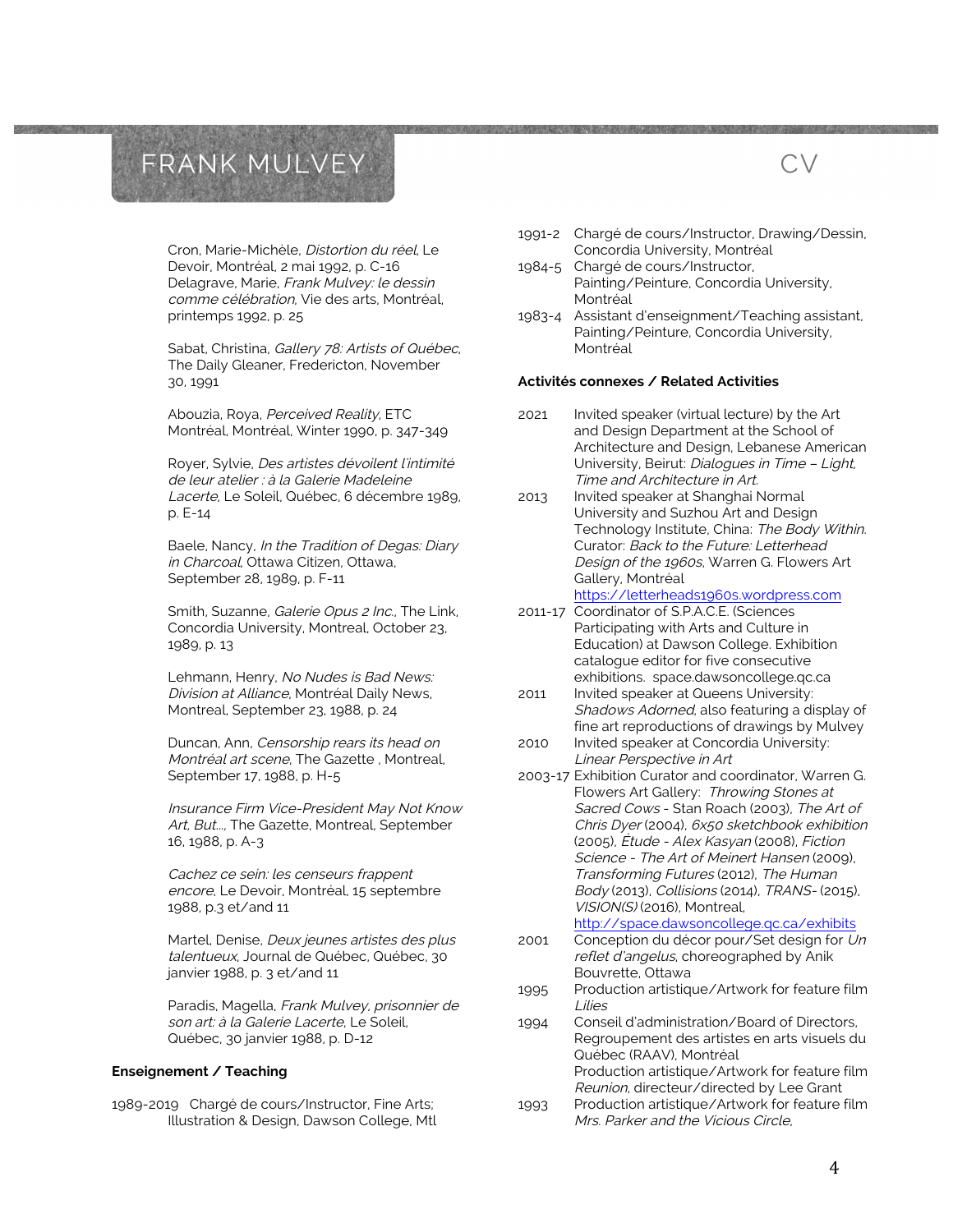Cron, Marie-Michèle, *Distortion du réel*, Le Devoir, Montréal, 2 mai 1992, p. C-16
Delagrave, Marie, *Frank Mulvey: le dessin comme célébration*, Vie des arts, Montréal, printemps 1992, p. 25

Sabat, Christina, *Gallery 78: Artists of Québec*, The Daily Gleaner, Fredericton, November 30, 1991

Abouzia, Roya, *Perceived Reality*, ETC Montréal, Montréal, Winter 1990, p. 347-349

Royer, Sylvie, *Des artistes dévoilent l'intimité de leur atelier : à la Galerie Madeleine Lacerte*, Le Soleil, Québec, 6 décembre 1989, p. E-14

Baele, Nancy, *In the Tradition of Degas: Diary in Charcoal*, Ottawa Citizen, Ottawa, September 28, 1989, p. F-11

Smith, Suzanne, *Galerie Opus 2 Inc.*, The Link, Concordia University, Montreal, October 23, 1989, p. 13

Lehmann, Henry, *No Nudes is Bad News: Division at Alliance*, Montréal Daily News, Montreal, September 23, 1988, p. 24

Duncan, Ann, *Censorship rears its head on Montréal art scene*, The Gazette , Montreal, September 17, 1988, p. H-5

*Insurance Firm Vice-President May Not Know Art, But...*, The Gazette, Montreal, September 16, 1988, p. A-3

*Cachez ce sein: les censeurs frappent encore*, Le Devoir, Montréal, 15 septembre 1988, p.3 et/and 11

Martel, Denise, *Deux jeunes artistes des plus talentueux*, Journal de Québec, Québec, 30 janvier 1988, p. 3 et/and 11

Paradis, Magella, *Frank Mulvey, prisonnier de son art: à la Galerie Lacerte*, Le Soleil, Québec, 30 janvier 1988, p. D-12

**Enseignement / Teaching**

1989-2019 Chargé de cours/Instructor, Fine Arts; Illustration & Design, Dawson College, Mtl

1991-2 Chargé de cours/Instructor, Drawing/Dessin, Concordia University, Montréal

1984-5 Chargé de cours/Instructor, Painting/Peinture, Concordia University, Montréal

1983-4 Assistant d'enseignment/Teaching assistant, Painting/Peinture, Concordia University, Montréal

**Activités connexes / Related Activities**

2021 Invited speaker (virtual lecture) by the Art and Design Department at the School of Architecture and Design, Lebanese American University, Beirut: *Dialogues in Time – Light, Time and Architecture in Art.*

2013 Invited speaker at Shanghai Normal University and Suzhou Art and Design Technology Institute, China: *The Body Within.* Curator: *Back to the Future: Letterhead Design of the 1960s*, Warren G. Flowers Art Gallery, Montréal https://letterheads1960s.wordpress.com

2011-17 Coordinator of S.P.A.C.E. (Sciences Participating with Arts and Culture in Education) at Dawson College. Exhibition catalogue editor for five consecutive exhibitions. space.dawsoncollege.qc.ca

2011 Invited speaker at Queens University: *Shadows Adorned*, also featuring a display of fine art reproductions of drawings by Mulvey

2010 Invited speaker at Concordia University: *Linear Perspective in Art*

2003-17 Exhibition Curator and coordinator, Warren G. Flowers Art Gallery: *Throwing Stones at Sacred Cows* - Stan Roach (2003), *The Art of Chris Dyer* (2004), *6x50 sketchbook exhibition* (2005), *Étude - Alex Kasyan* (2008), *Fiction Science - The Art of Meinert Hansen* (2009), *Transforming Futures* (2012), *The Human Body* (2013), *Collisions* (2014), *TRANS-* (2015), *VISION(S)* (2016), Montreal, http://space.dawsoncollege.qc.ca/exhibits

2001 Conception du décor pour/Set design for *Un reflet d'angelus*, choreographed by Anik Bouvrette, Ottawa

1995 Production artistique/Artwork for feature film *Lilies*

1994 Conseil d'administration/Board of Directors, Regroupement des artistes en arts visuels du Québec (RAAV), Montréal
Production artistique/Artwork for feature film *Reunion*, directeur/directed by Lee Grant

1993 Production artistique/Artwork for feature film *Mrs. Parker and the Vicious Circle*,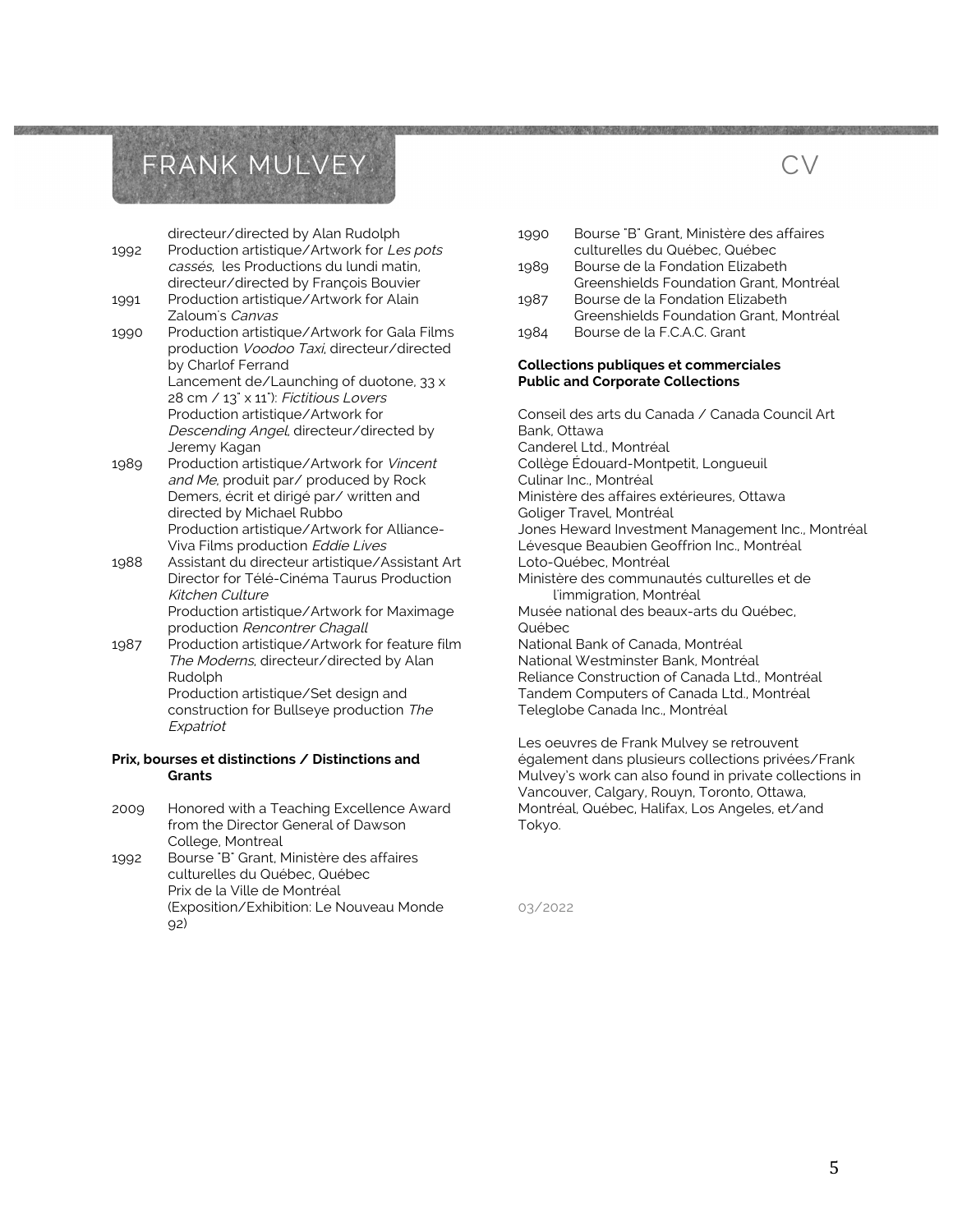directeur/directed by Alan Rudolph

1992 Production artistique/Artwork for *Les pots cassés*, les Productions du lundi matin, directeur/directed by François Bouvier

1991 Production artistique/Artwork for Alain Zaloum's *Canvas*

1990 Production artistique/Artwork for Gala Films production *Voodoo Taxi*, directeur/directed by Charlof Ferrand
Lancement de/Launching of duotone, 33 x 28 cm / 13" x 11"): *Fictitious Lovers*
Production artistique/Artwork for *Descending Angel*, directeur/directed by Jeremy Kagan

1989 Production artistique/Artwork for *Vincent and Me*, produit par/ produced by Rock Demers, écrit et dirigé par/ written and directed by Michael Rubbo
Production artistique/Artwork for Alliance-Viva Films production *Eddie Lives*

1988 Assistant du directeur artistique/Assistant Art Director for Télé-Cinéma Taurus Production *Kitchen Culture*
Production artistique/Artwork for Maximage production *Rencontrer Chagall*

1987 Production artistique/Artwork for feature film *The Moderns*, directeur/directed by Alan Rudolph
Production artistique/Set design and construction for Bullseye production *The Expatriot*

**Prix, bourses et distinctions / Distinctions and Grants**

2009 Honored with a Teaching Excellence Award from the Director General of Dawson College, Montreal

1992 Bourse "B" Grant, Ministère des affaires culturelles du Québec, Québec
Prix de la Ville de Montréal (Exposition/Exhibition: Le Nouveau Monde 92)

1990 Bourse "B" Grant, Ministère des affaires culturelles du Québec, Québec

1989 Bourse de la Fondation Elizabeth Greenshields Foundation Grant, Montréal

1987 Bourse de la Fondation Elizabeth Greenshields Foundation Grant, Montréal

1984 Bourse de la F.C.A.C. Grant

**Collections publiques et commerciales**
**Public and Corporate Collections**

Conseil des arts du Canada / Canada Council Art Bank, Ottawa
Canderel Ltd., Montréal
Collège Édouard-Montpetit, Longueuil
Culinar Inc., Montréal
Ministère des affaires extérieures, Ottawa
Goliger Travel, Montréal
Jones Heward Investment Management Inc., Montréal
Lévesque Beaubien Geoffrion Inc., Montréal
Loto-Québec, Montréal
Ministère des communautés culturelles et de l'immigration, Montréal
Musée national des beaux-arts du Québec, Québec
National Bank of Canada, Montréal
National Westminster Bank, Montréal
Reliance Construction of Canada Ltd., Montréal
Tandem Computers of Canada Ltd., Montréal
Teleglobe Canada Inc., Montréal

Les oeuvres de Frank Mulvey se retrouvent également dans plusieurs collections privées/Frank Mulvey's work can also found in private collections in Vancouver, Calgary, Rouyn, Toronto, Ottawa, Montréal, Québec, Halifax, Los Angeles, et/and Tokyo.

03/2022